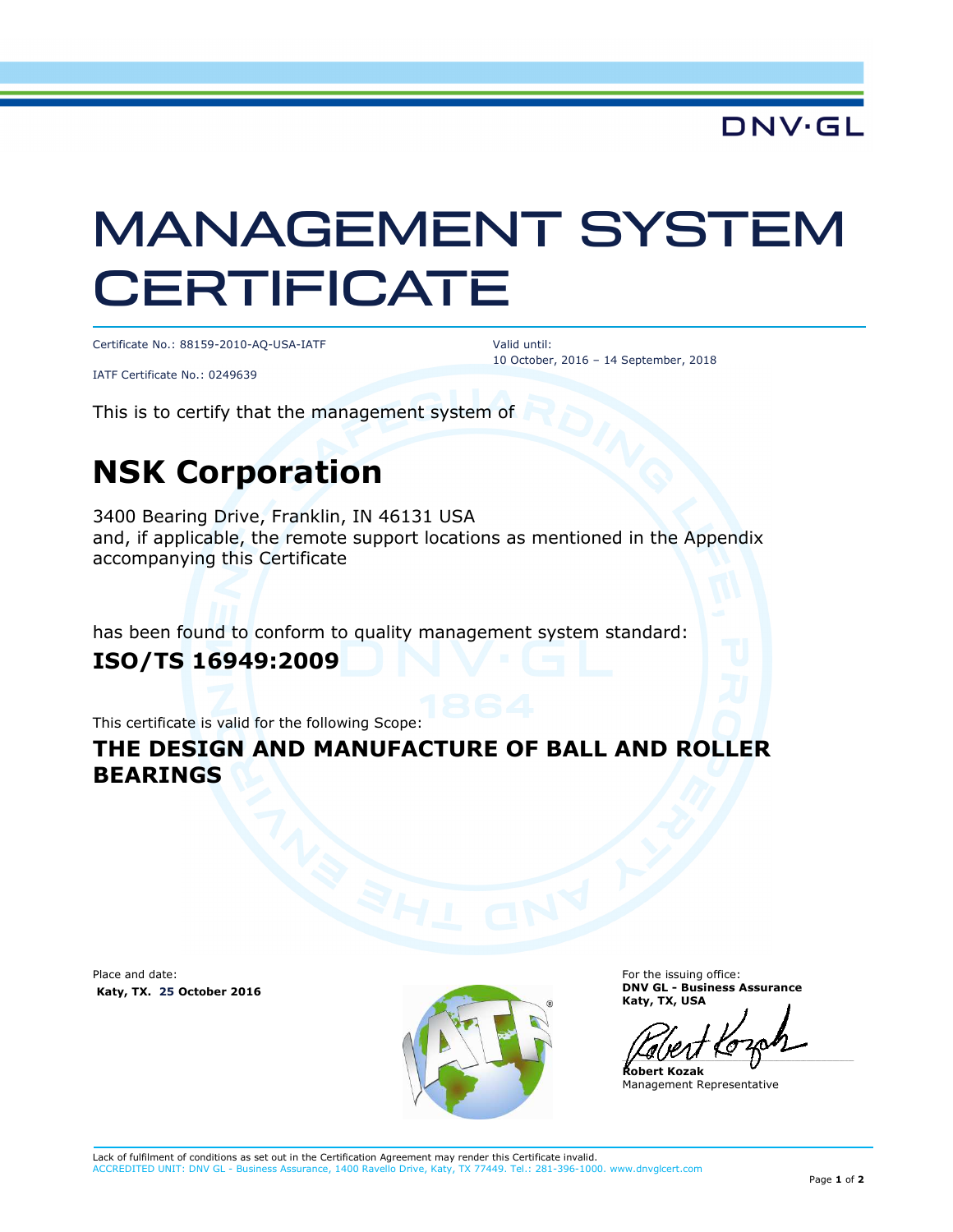DNV·GL

# MANAGEMENT SYSTEM CERTIFICATE

Certificate No.: 88159-2010-AQ-USA-IATF

IATF Certificate No.: 0249639

Valid until:
10 October, 2016 – 14 September, 2018

This is to certify that the management system of

## NSK Corporation

3400 Bearing Drive, Franklin, IN 46131 USA
and, if applicable, the remote support locations as mentioned in the Appendix accompanying this Certificate

has been found to conform to quality management system standard:

**ISO/TS 16949:2009**

This certificate is valid for the following Scope:

**THE DESIGN AND MANUFACTURE OF BALL AND ROLLER BEARINGS**

Place and date:
**Katy, TX. 25 October 2016**

For the issuing office:
**DNV GL - Business Assurance**
**Katy, TX, USA**

**Robert Kozak**
Management Representative

Lack of fulfilment of conditions as set out in the Certification Agreement may render this Certificate invalid.
ACCREDITED UNIT: DNV GL - Business Assurance, 1400 Ravello Drive, Katy, TX 77449. Tel.: 281-396-1000. www.dnvglcert.com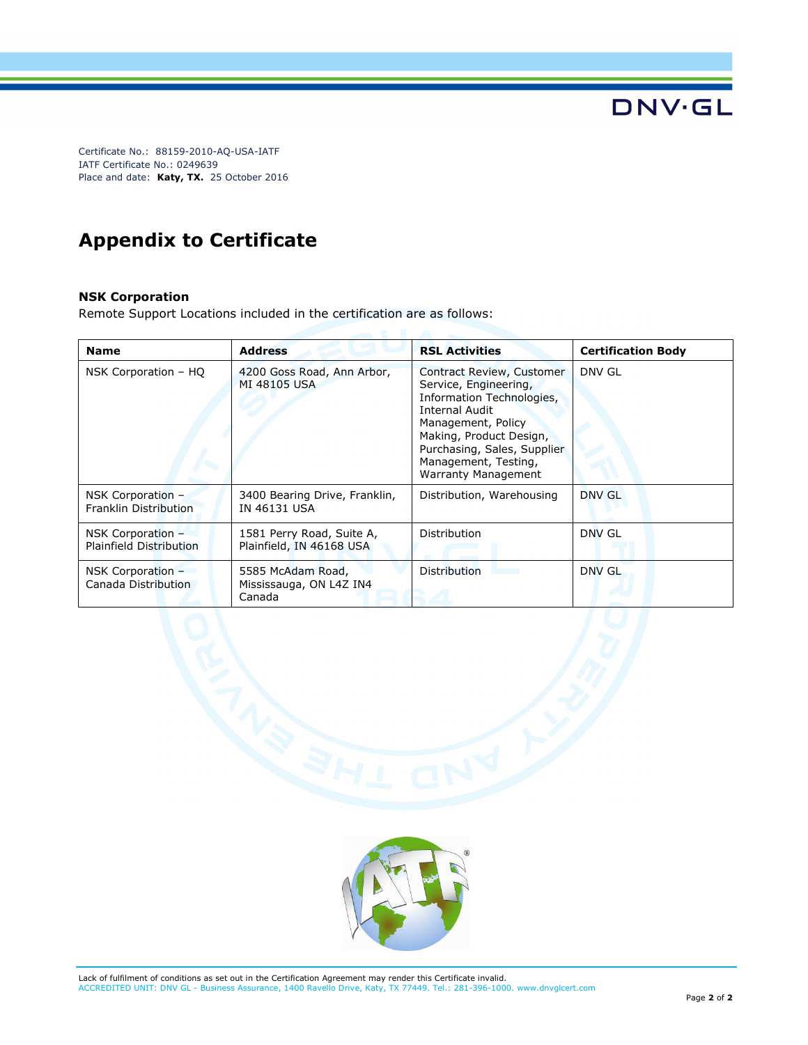Certificate No.: 88159-2010-AQ-USA-IATF
IATF Certificate No.: 0249639
Place and date: **Katy, TX.** 25 October 2016

# Appendix to Certificate

**NSK Corporation**
Remote Support Locations included in the certification are as follows:

| Name | Address | RSL Activities | Certification Body |
|---|---|---|---|
| NSK Corporation – HQ | 4200 Goss Road, Ann Arbor, MI 48105 USA | Contract Review, Customer Service, Engineering, Information Technologies, Internal Audit Management, Policy Making, Product Design, Purchasing, Sales, Supplier Management, Testing, Warranty Management | DNV GL |
| NSK Corporation – Franklin Distribution | 3400 Bearing Drive, Franklin, IN 46131 USA | Distribution, Warehousing | DNV GL |
| NSK Corporation – Plainfield Distribution | 1581 Perry Road, Suite A, Plainfield, IN 46168 USA | Distribution | DNV GL |
| NSK Corporation – Canada Distribution | 5585 McAdam Road, Mississauga, ON L4Z IN4 Canada | Distribution | DNV GL |

Lack of fulfilment of conditions as set out in the Certification Agreement may render this Certificate invalid.
ACCREDITED UNIT: DNV GL - Business Assurance, 1400 Ravello Drive, Katy, TX 77449. Tel.: 281-396-1000. www.dnvglcert.com